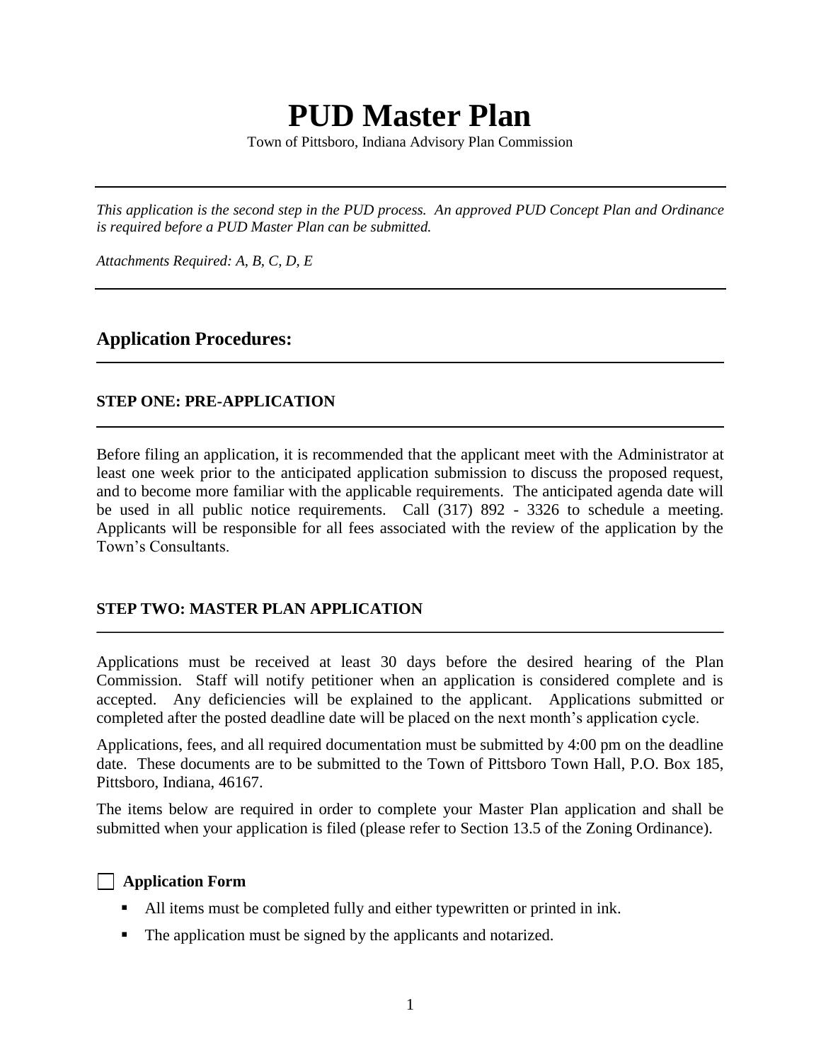# PUD Master Plan

Town of Pittsboro, Indiana Advisory Plan Commission

---

*This application is the second step in the PUD process. An approved PUD Concept Plan and Ordinance is required before a PUD Master Plan can be submitted.*

*Attachments Required: A, B, C, D, E*

---

## Application Procedures:

### STEP ONE: PRE-APPLICATION

Before filing an application, it is recommended that the applicant meet with the Administrator at least one week prior to the anticipated application submission to discuss the proposed request, and to become more familiar with the applicable requirements. The anticipated agenda date will be used in all public notice requirements. Call (317) 892 - 3326 to schedule a meeting. Applicants will be responsible for all fees associated with the review of the application by the Town's Consultants.

### STEP TWO: MASTER PLAN APPLICATION

Applications must be received at least 30 days before the desired hearing of the Plan Commission. Staff will notify petitioner when an application is considered complete and is accepted. Any deficiencies will be explained to the applicant. Applications submitted or completed after the posted deadline date will be placed on the next month's application cycle.

Applications, fees, and all required documentation must be submitted by 4:00 pm on the deadline date. These documents are to be submitted to the Town of Pittsboro Town Hall, P.O. Box 185, Pittsboro, Indiana, 46167.

The items below are required in order to complete your Master Plan application and shall be submitted when your application is filed (please refer to Section 13.5 of the Zoning Ordinance).

☐ **Application Form**

- All items must be completed fully and either typewritten or printed in ink.
- The application must be signed by the applicants and notarized.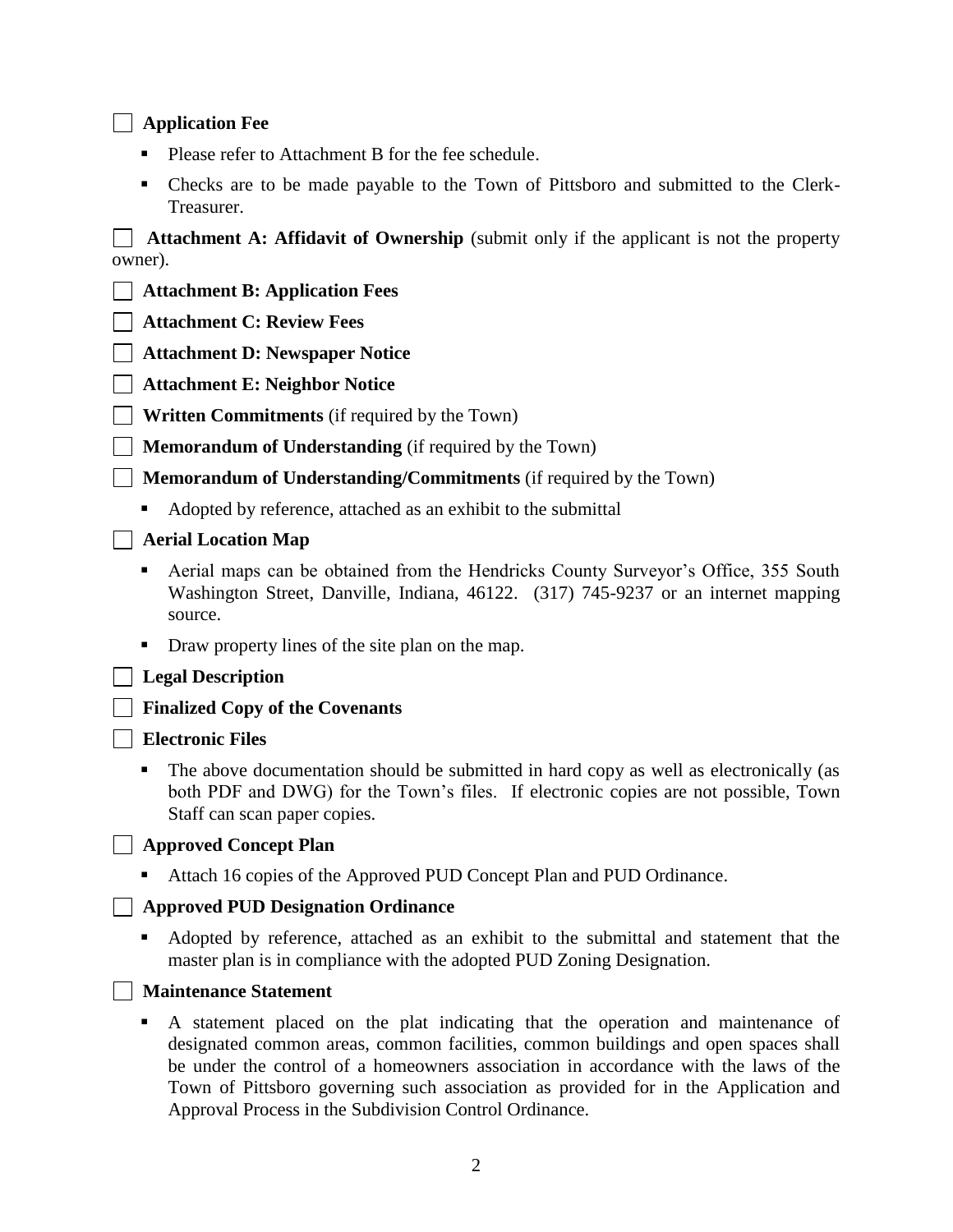- [ ] **Application Fee**
    - Please refer to Attachment B for the fee schedule.
    - Checks are to be made payable to the Town of Pittsboro and submitted to the Clerk-Treasurer.
- [ ] **Attachment A: Affidavit of Ownership** (submit only if the applicant is not the property owner).
- [ ] **Attachment B: Application Fees**
- [ ] **Attachment C: Review Fees**
- [ ] **Attachment D: Newspaper Notice**
- [ ] **Attachment E: Neighbor Notice**
- [ ] **Written Commitments** (if required by the Town)
- [ ] **Memorandum of Understanding** (if required by the Town)
- [ ] **Memorandum of Understanding/Commitments** (if required by the Town)
    - Adopted by reference, attached as an exhibit to the submittal
- [ ] **Aerial Location Map**
    - Aerial maps can be obtained from the Hendricks County Surveyor's Office, 355 South Washington Street, Danville, Indiana, 46122. (317) 745-9237 or an internet mapping source.
    - Draw property lines of the site plan on the map.
- [ ] **Legal Description**
- [ ] **Finalized Copy of the Covenants**
- [ ] **Electronic Files**
    - The above documentation should be submitted in hard copy as well as electronically (as both PDF and DWG) for the Town's files. If electronic copies are not possible, Town Staff can scan paper copies.
- [ ] **Approved Concept Plan**
    - Attach 16 copies of the Approved PUD Concept Plan and PUD Ordinance.
- [ ] **Approved PUD Designation Ordinance**
    - Adopted by reference, attached as an exhibit to the submittal and statement that the master plan is in compliance with the adopted PUD Zoning Designation.
- [ ] **Maintenance Statement**
    - A statement placed on the plat indicating that the operation and maintenance of designated common areas, common facilities, common buildings and open spaces shall be under the control of a homeowners association in accordance with the laws of the Town of Pittsboro governing such association as provided for in the Application and Approval Process in the Subdivision Control Ordinance.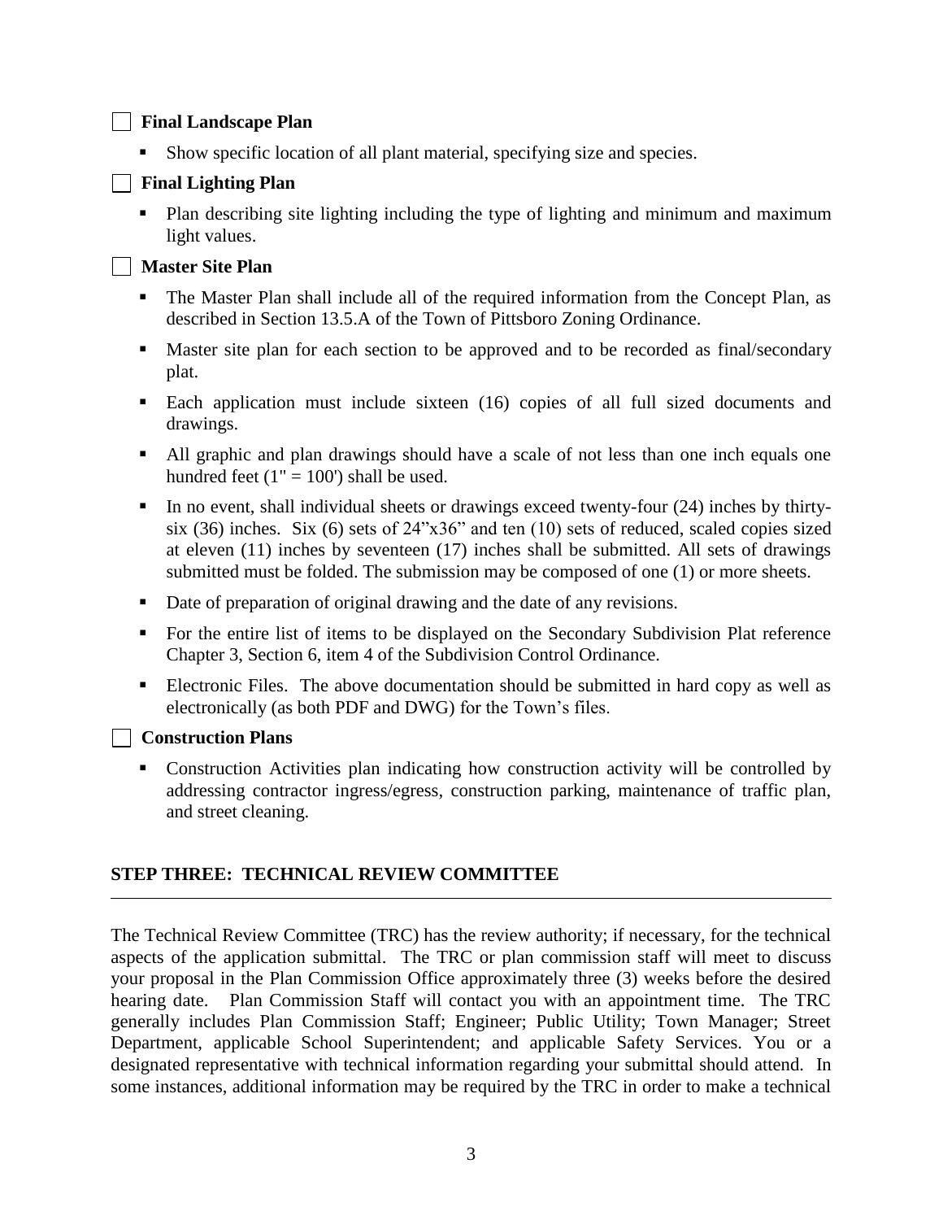- [ ] **Final Landscape Plan**

  - Show specific location of all plant material, specifying size and species.

- [ ] **Final Lighting Plan**

  - Plan describing site lighting including the type of lighting and minimum and maximum light values.

- [ ] **Master Site Plan**

  - The Master Plan shall include all of the required information from the Concept Plan, as described in Section 13.5.A of the Town of Pittsboro Zoning Ordinance.
  - Master site plan for each section to be approved and to be recorded as final/secondary plat.
  - Each application must include sixteen (16) copies of all full sized documents and drawings.
  - All graphic and plan drawings should have a scale of not less than one inch equals one hundred feet (1" = 100') shall be used.
  - In no event, shall individual sheets or drawings exceed twenty-four (24) inches by thirty-six (36) inches. Six (6) sets of 24"x36" and ten (10) sets of reduced, scaled copies sized at eleven (11) inches by seventeen (17) inches shall be submitted. All sets of drawings submitted must be folded. The submission may be composed of one (1) or more sheets.
  - Date of preparation of original drawing and the date of any revisions.
  - For the entire list of items to be displayed on the Secondary Subdivision Plat reference Chapter 3, Section 6, item 4 of the Subdivision Control Ordinance.
  - Electronic Files. The above documentation should be submitted in hard copy as well as electronically (as both PDF and DWG) for the Town's files.

- [ ] **Construction Plans**

  - Construction Activities plan indicating how construction activity will be controlled by addressing contractor ingress/egress, construction parking, maintenance of traffic plan, and street cleaning.

## STEP THREE: TECHNICAL REVIEW COMMITTEE

---

The Technical Review Committee (TRC) has the review authority; if necessary, for the technical aspects of the application submittal. The TRC or plan commission staff will meet to discuss your proposal in the Plan Commission Office approximately three (3) weeks before the desired hearing date. Plan Commission Staff will contact you with an appointment time. The TRC generally includes Plan Commission Staff; Engineer; Public Utility; Town Manager; Street Department, applicable School Superintendent; and applicable Safety Services. You or a designated representative with technical information regarding your submittal should attend. In some instances, additional information may be required by the TRC in order to make a technical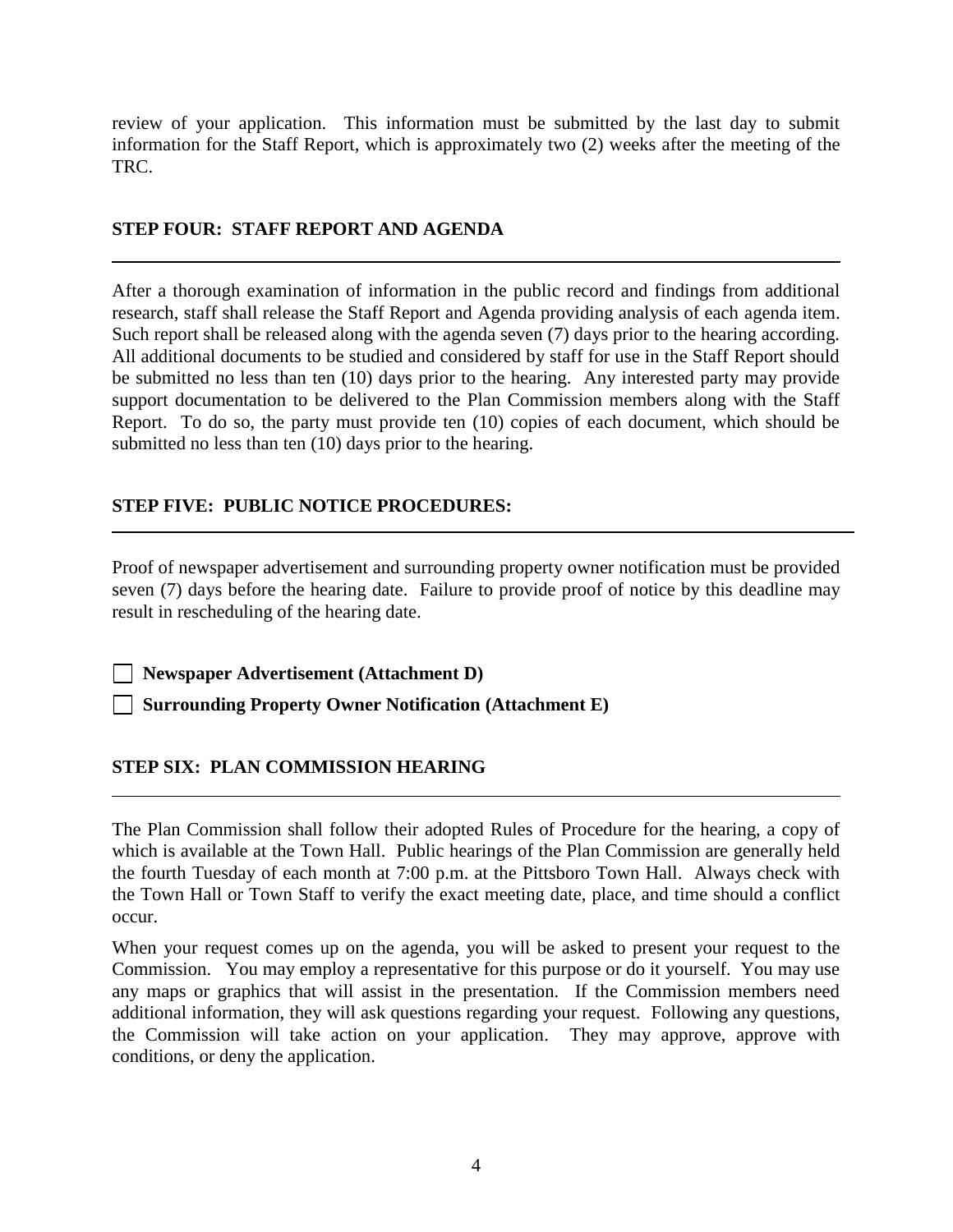review of your application. This information must be submitted by the last day to submit information for the Staff Report, which is approximately two (2) weeks after the meeting of the TRC.

## STEP FOUR: STAFF REPORT AND AGENDA

After a thorough examination of information in the public record and findings from additional research, staff shall release the Staff Report and Agenda providing analysis of each agenda item. Such report shall be released along with the agenda seven (7) days prior to the hearing according. All additional documents to be studied and considered by staff for use in the Staff Report should be submitted no less than ten (10) days prior to the hearing. Any interested party may provide support documentation to be delivered to the Plan Commission members along with the Staff Report. To do so, the party must provide ten (10) copies of each document, which should be submitted no less than ten (10) days prior to the hearing.

## STEP FIVE: PUBLIC NOTICE PROCEDURES:

Proof of newspaper advertisement and surrounding property owner notification must be provided seven (7) days before the hearing date. Failure to provide proof of notice by this deadline may result in rescheduling of the hearing date.

- [ ] **Newspaper Advertisement (Attachment D)**
- [ ] **Surrounding Property Owner Notification (Attachment E)**

## STEP SIX: PLAN COMMISSION HEARING

The Plan Commission shall follow their adopted Rules of Procedure for the hearing, a copy of which is available at the Town Hall. Public hearings of the Plan Commission are generally held the fourth Tuesday of each month at 7:00 p.m. at the Pittsboro Town Hall. Always check with the Town Hall or Town Staff to verify the exact meeting date, place, and time should a conflict occur.

When your request comes up on the agenda, you will be asked to present your request to the Commission. You may employ a representative for this purpose or do it yourself. You may use any maps or graphics that will assist in the presentation. If the Commission members need additional information, they will ask questions regarding your request. Following any questions, the Commission will take action on your application. They may approve, approve with conditions, or deny the application.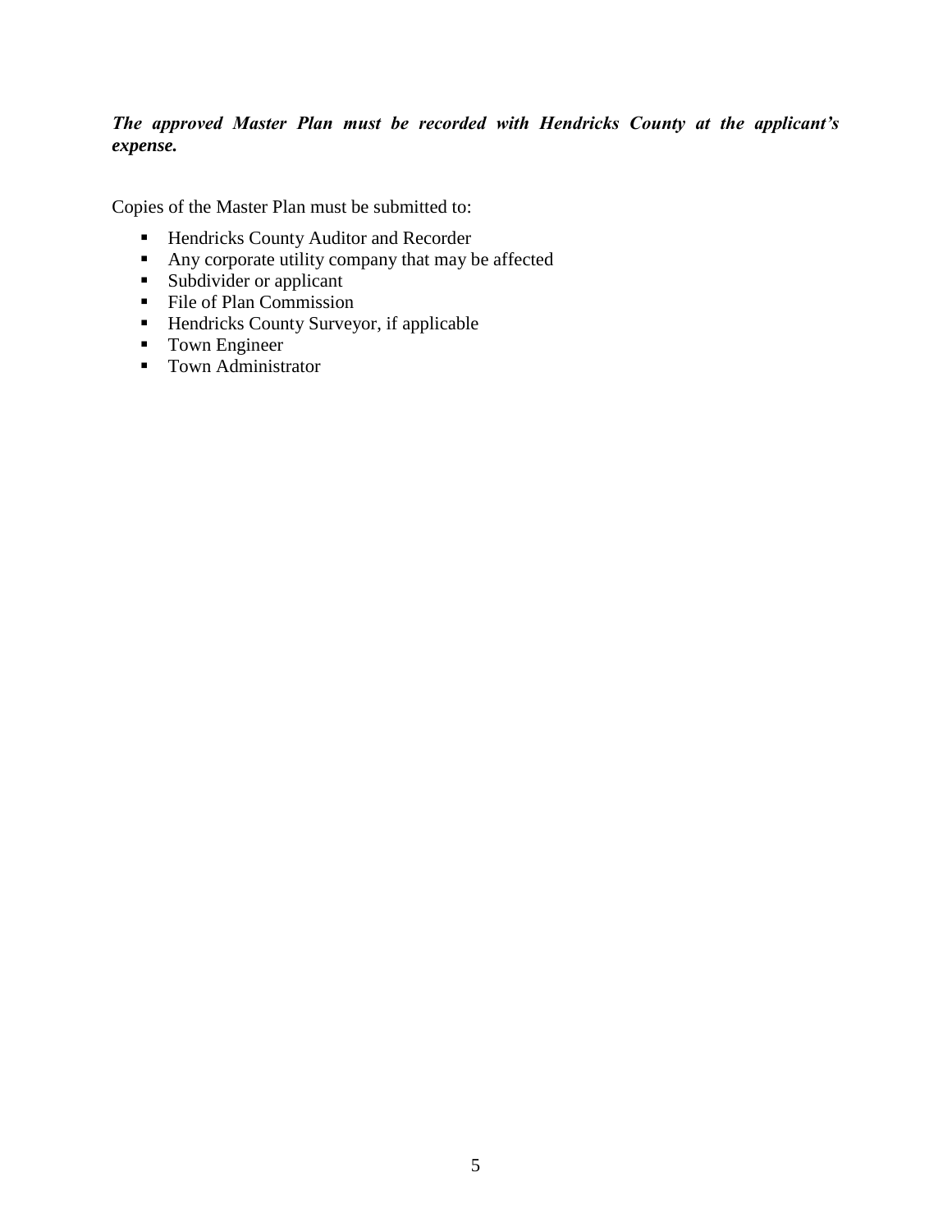***The approved Master Plan must be recorded with Hendricks County at the applicant's expense.***

Copies of the Master Plan must be submitted to:

- Hendricks County Auditor and Recorder
- Any corporate utility company that may be affected
- Subdivider or applicant
- File of Plan Commission
- Hendricks County Surveyor, if applicable
- Town Engineer
- Town Administrator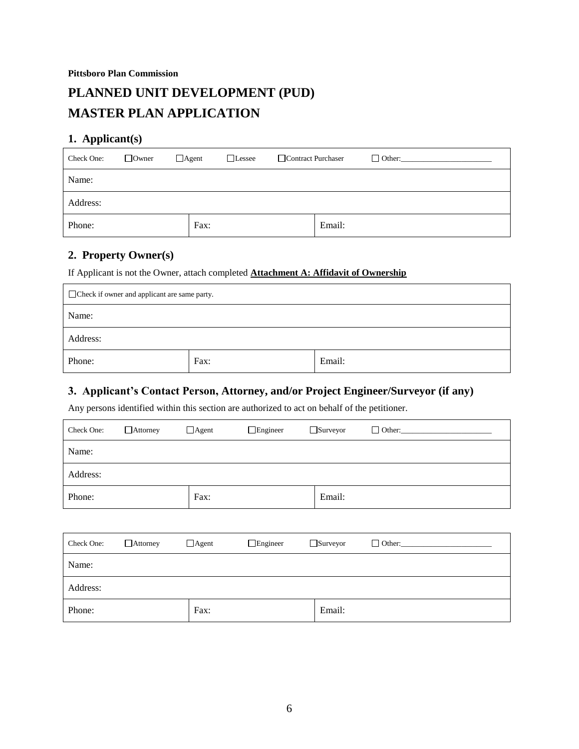**Pittsboro Plan Commission**

# PLANNED UNIT DEVELOPMENT (PUD) MASTER PLAN APPLICATION

## 1. Applicant(s)

| Check One: ☐Owner ☐Agent ☐Lessee ☐Contract Purchaser ☐ Other:_______________________ | | |
|---|---|---|
| Name: | | |
| Address: | | |
| Phone: | Fax: | Email: |

## 2. Property Owner(s)

If Applicant is not the Owner, attach completed **Attachment A: Affidavit of Ownership**

| ☐Check if owner and applicant are same party. | | |
|---|---|---|
| Name: | | |
| Address: | | |
| Phone: | Fax: | Email: |

## 3. Applicant's Contact Person, Attorney, and/or Project Engineer/Surveyor (if any)

Any persons identified within this section are authorized to act on behalf of the petitioner.

| Check One: ☐Attorney ☐Agent ☐Engineer ☐Surveyor ☐ Other:_______________________ | | |
|---|---|---|
| Name: | | |
| Address: | | |
| Phone: | Fax: | Email: |

| Check One: ☐Attorney ☐Agent ☐Engineer ☐Surveyor ☐ Other:_______________________ | | |
|---|---|---|
| Name: | | |
| Address: | | |
| Phone: | Fax: | Email: |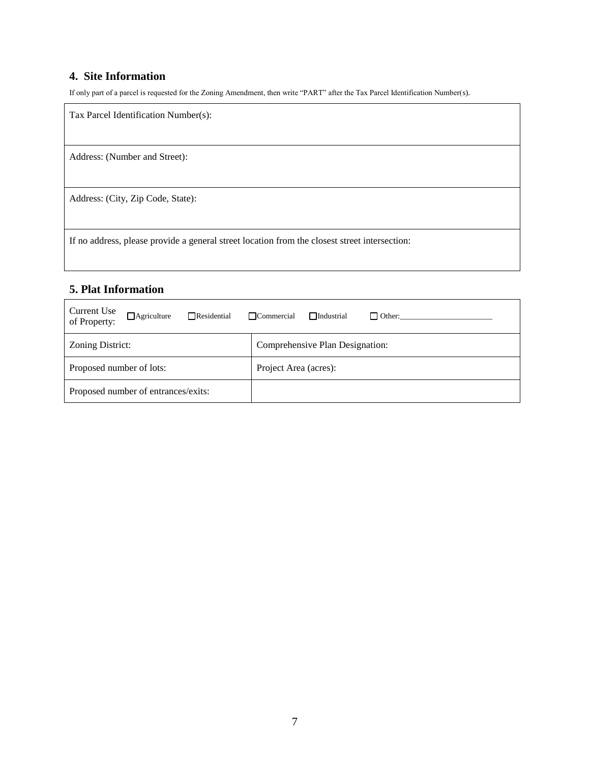## 4. Site Information

If only part of a parcel is requested for the Zoning Amendment, then write "PART" after the Tax Parcel Identification Number(s).

| Tax Parcel Identification Number(s): |
|---|
| Address: (Number and Street): |
| Address: (City, Zip Code, State): |
| If no address, please provide a general street location from the closest street intersection: |

## 5. Plat Information

| Current Use of Property: ☐Agriculture ☐Residential ☐Commercial ☐Industrial ☐ Other:______________________ | |
|---|---|
| Zoning District: | Comprehensive Plan Designation: |
| Proposed number of lots: | Project Area (acres): |
| Proposed number of entrances/exits: | |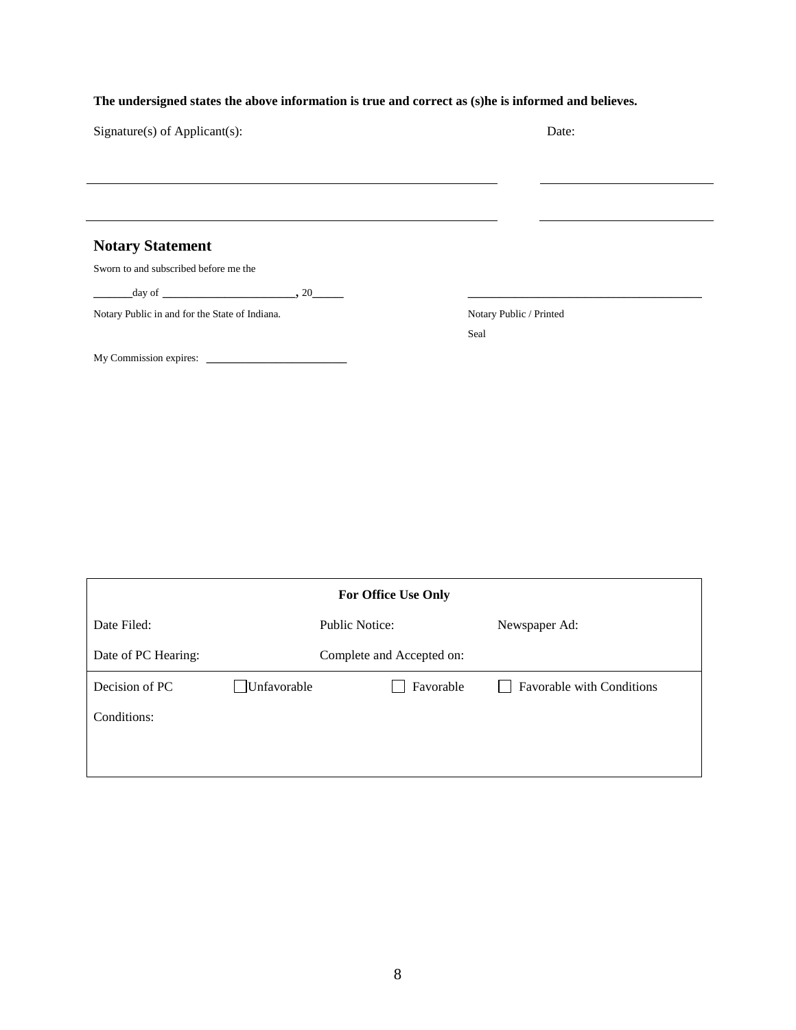**The undersigned states the above information is true and correct as (s)he is informed and believes.**

Signature(s) of Applicant(s): Date:

\_\_\_\_\_\_\_\_\_\_\_\_\_\_\_\_\_\_\_\_\_\_\_\_\_\_\_\_\_\_\_\_\_\_\_\_\_\_\_\_\_\_\_\_\_\_\_\_ \_\_\_\_\_\_\_\_\_\_\_\_\_\_\_\_\_\_\_\_

\_\_\_\_\_\_\_\_\_\_\_\_\_\_\_\_\_\_\_\_\_\_\_\_\_\_\_\_\_\_\_\_\_\_\_\_\_\_\_\_\_\_\_\_\_\_\_\_ \_\_\_\_\_\_\_\_\_\_\_\_\_\_\_\_\_\_\_\_

## Notary Statement

Sworn to and subscribed before me the

\_\_\_\_\_\_day of \_\_\_\_\_\_\_\_\_\_\_\_\_\_\_\_\_\_\_\_\_\_, 20\_\_\_\_\_ \_\_\_\_\_\_\_\_\_\_\_\_\_\_\_\_\_\_\_\_\_\_\_\_\_\_\_\_\_\_\_\_\_\_\_\_

Notary Public in and for the State of Indiana. Notary Public / Printed

Seal

My Commission expires: \_\_\_\_\_\_\_\_\_\_\_\_\_\_\_\_\_\_\_\_\_\_\_

| **For Office Use Only** | | | |
|---|---|---|---|
| Date Filed: | | Public Notice: | Newspaper Ad: |
| Date of PC Hearing: | | Complete and Accepted on: | |
| Decision of PC | ☐ Unfavorable | ☐ Favorable | ☐ Favorable with Conditions |
| Conditions: | | | |